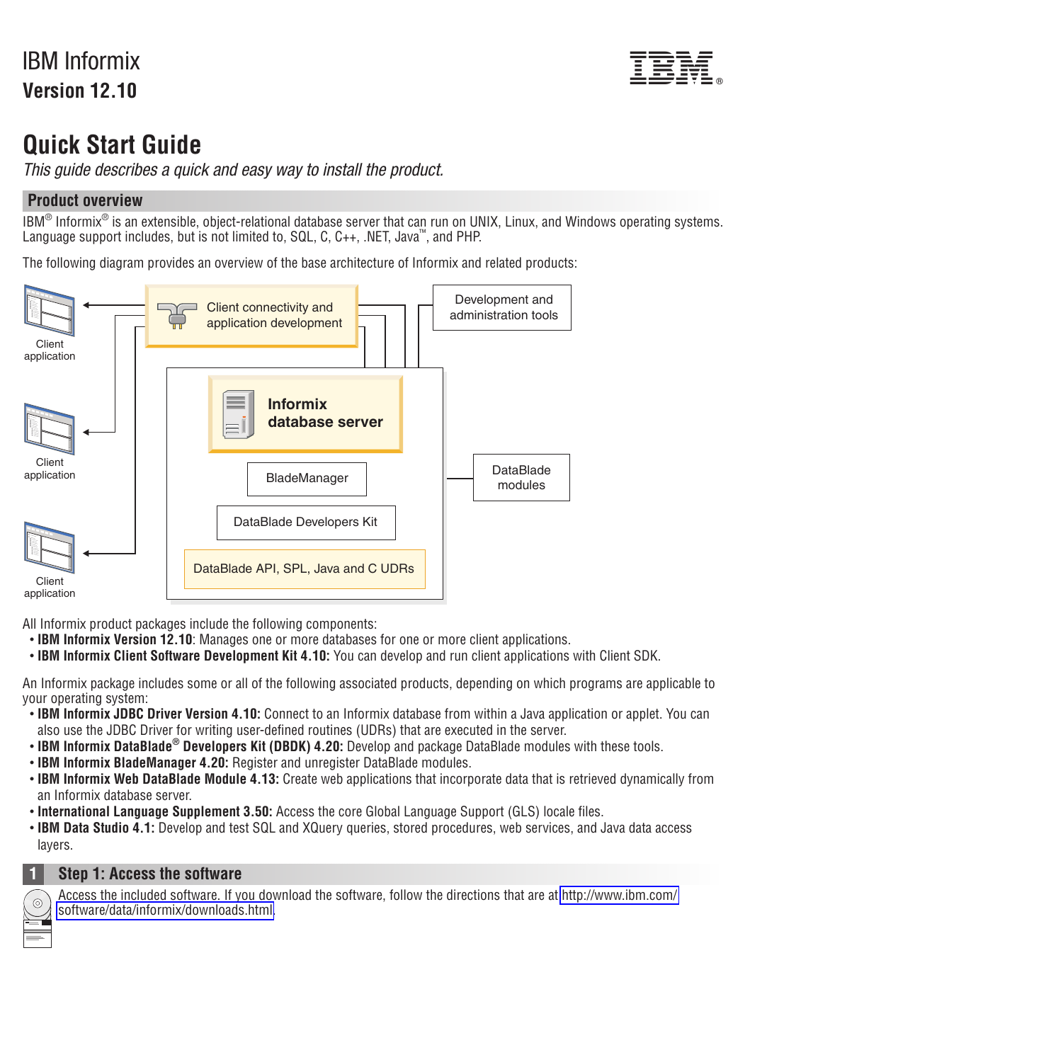IBM Informix

**Version 12.10**

# Quick Start Guide

*This guide describes a quick and easy way to install the product.*

## Product overview

IBM® Informix® is an extensible, object-relational database server that can run on UNIX, Linux, and Windows operating systems. Language support includes, but is not limited to, SQL, C, C++, .NET, Java™, and PHP.

The following diagram provides an overview of the base architecture of Informix and related products:

Client application

Client application

Client application

Client connectivity and application development

Development and administration tools

Informix database server

BladeManager

DataBlade Developers Kit

DataBlade API, SPL, Java and C UDRs

DataBlade modules

All Informix product packages include the following components:

- **IBM Informix Version 12.10**: Manages one or more databases for one or more client applications.
- **IBM Informix Client Software Development Kit 4.10:** You can develop and run client applications with Client SDK.

An Informix package includes some or all of the following associated products, depending on which programs are applicable to your operating system:

- **IBM Informix JDBC Driver Version 4.10:** Connect to an Informix database from within a Java application or applet. You can also use the JDBC Driver for writing user-defined routines (UDRs) that are executed in the server.
- **IBM Informix DataBlade® Developers Kit (DBDK) 4.20:** Develop and package DataBlade modules with these tools.
- **IBM Informix BladeManager 4.20:** Register and unregister DataBlade modules.
- **IBM Informix Web DataBlade Module 4.13:** Create web applications that incorporate data that is retrieved dynamically from an Informix database server.
- **International Language Supplement 3.50:** Access the core Global Language Support (GLS) locale files.
- **IBM Data Studio 4.1:** Develop and test SQL and XQuery queries, stored procedures, web services, and Java data access layers.

## 1 Step 1: Access the software

Access the included software. If you download the software, follow the directions that are at http://www.ibm.com/software/data/informix/downloads.html.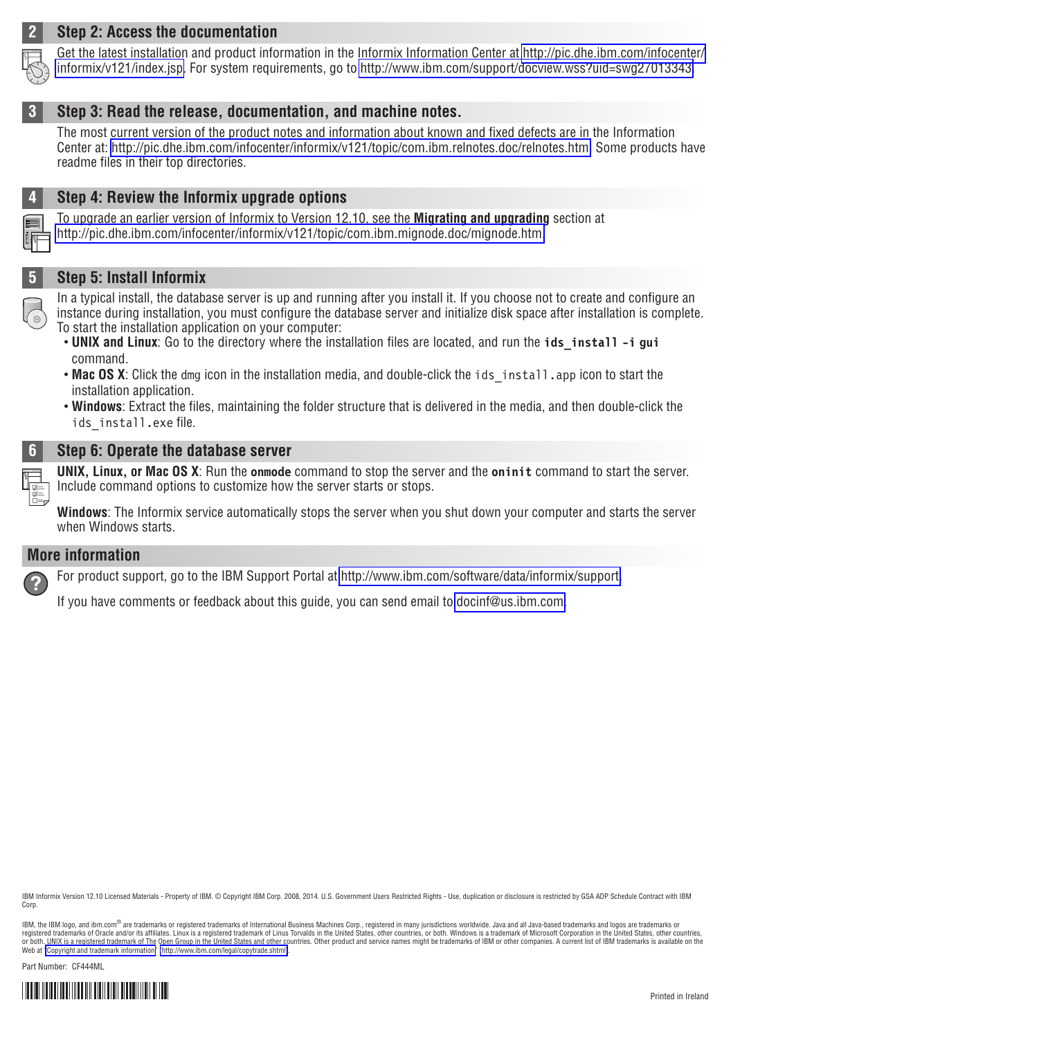## 2 Step 2: Access the documentation

Get the latest installation and product information in the Informix Information Center at http://pic.dhe.ibm.com/infocenter/informix/v121/index.jsp. For system requirements, go to http://www.ibm.com/support/docview.wss?uid=swg27013343.

## 3 Step 3: Read the release, documentation, and machine notes.

The most current version of the product notes and information about known and fixed defects are in the Information Center at: http://pic.dhe.ibm.com/infocenter/informix/v121/topic/com.ibm.relnotes.doc/relnotes.htm. Some products have readme files in their top directories.

## 4 Step 4: Review the Informix upgrade options

To upgrade an earlier version of Informix to Version 12.10, see the **Migrating and upgrading** section at http://pic.dhe.ibm.com/infocenter/informix/v121/topic/com.ibm.mignode.doc/mignode.htm.

## 5 Step 5: Install Informix

In a typical install, the database server is up and running after you install it. If you choose not to create and configure an instance during installation, you must configure the database server and initialize disk space after installation is complete. To start the installation application on your computer:

- **UNIX and Linux**: Go to the directory where the installation files are located, and run the **`ids_install -i gui`** command.
- **Mac OS X**: Click the `dmg` icon in the installation media, and double-click the `ids_install.app` icon to start the installation application.
- **Windows**: Extract the files, maintaining the folder structure that is delivered in the media, and then double-click the `ids_install.exe` file.

## 6 Step 6: Operate the database server

**UNIX, Linux, or Mac OS X**: Run the **`onmode`** command to stop the server and the **`oninit`** command to start the server. Include command options to customize how the server starts or stops.

**Windows**: The Informix service automatically stops the server when you shut down your computer and starts the server when Windows starts.

## More information

For product support, go to the IBM Support Portal at http://www.ibm.com/software/data/informix/support.

If you have comments or feedback about this guide, you can send email to docinf@us.ibm.com.

IBM Informix Version 12.10 Licensed Materials - Property of IBM. © Copyright IBM Corp. 2008, 2014. U.S. Government Users Restricted Rights - Use, duplication or disclosure is restricted by GSA ADP Schedule Contract with IBM Corp.

IBM, the IBM logo, and ibm.com® are trademarks or registered trademarks of International Business Machines Corp., registered in many jurisdictions worldwide. Java and all Java-based trademarks and logos are trademarks or registered trademarks of Oracle and/or its affiliates. Linux is a registered trademark of Linus Torvalds in the United States, other countries, or both. Windows is a trademark of Microsoft Corporation in the United States, other countries, or both. UNIX is a registered trademark of The Open Group in the United States and other countries. Other product and service names might be trademarks of IBM or other companies. A current list of IBM trademarks is available on the Web at "Copyright and trademark information" (http://www.ibm.com/legal/copytrade.shtml).

Part Number: CF444ML

Printed in Ireland